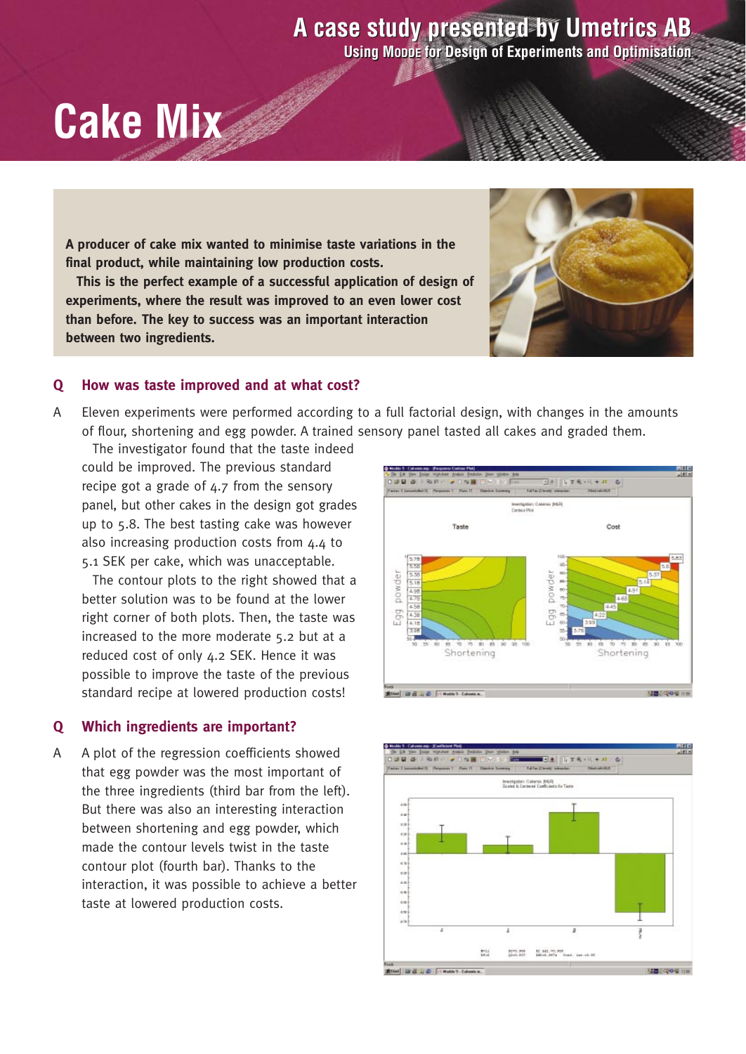A case study presented by Umetrics AB

Using MODDE for Design of Experiments and Optimisation

# Cake Mix

**A producer of cake mix wanted to minimise taste variations in the final product, while maintaining low production costs.**

**This is the perfect example of a successful application of design of experiments, where the result was improved to an even lower cost than before. The key to success was an important interaction between two ingredients.**

## Q How was taste improved and at what cost?

A Eleven experiments were performed according to a full factorial design, with changes in the amounts of flour, shortening and egg powder. A trained sensory panel tasted all cakes and graded them.

The investigator found that the taste indeed could be improved. The previous standard recipe got a grade of 4.7 from the sensory panel, but other cakes in the design got grades up to 5.8. The best tasting cake was however also increasing production costs from 4.4 to 5.1 SEK per cake, which was unacceptable.

The contour plots to the right showed that a better solution was to be found at the lower right corner of both plots. Then, the taste was increased to the more moderate 5.2 but at a reduced cost of only 4.2 SEK. Hence it was possible to improve the taste of the previous standard recipe at lowered production costs!

## Q Which ingredients are important?

A A plot of the regression coefficients showed that egg powder was the most important of the three ingredients (third bar from the left). But there was also an interesting interaction between shortening and egg powder, which made the contour levels twist in the taste contour plot (fourth bar). Thanks to the interaction, it was possible to achieve a better taste at lowered production costs.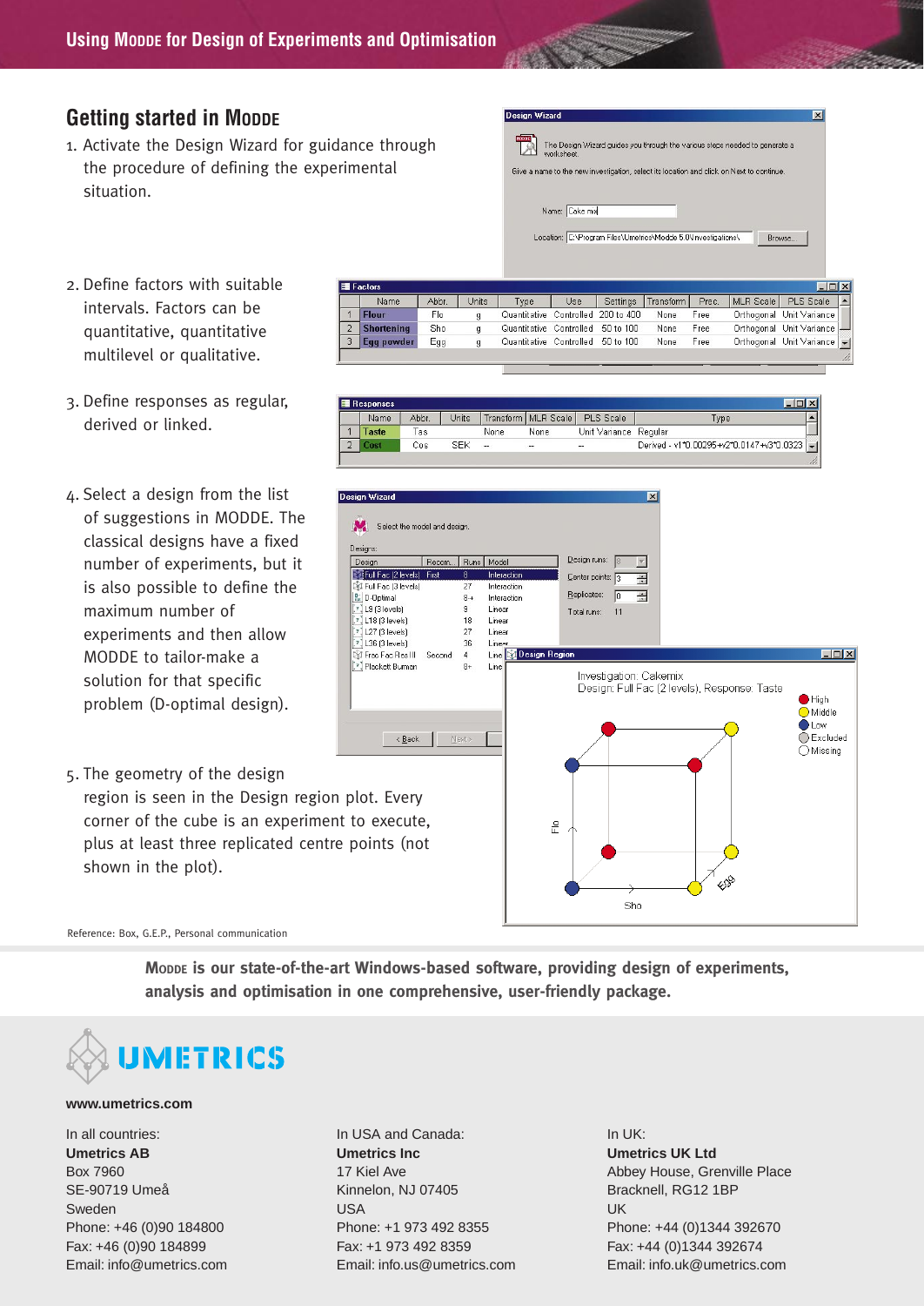## Getting started in Modde

1. Activate the Design Wizard for guidance through the procedure of defining the experimental situation.

2. Define factors with suitable intervals. Factors can be quantitative, quantitative multilevel or qualitative.

3. Define responses as regular, derived or linked.

4. Select a design from the list of suggestions in MODDE. The classical designs have a fixed number of experiments, but it is also possible to define the maximum number of experiments and then allow MODDE to tailor-make a solution for that specific problem (D-optimal design).

5. The geometry of the design region is seen in the Design region plot. Every corner of the cube is an experiment to execute, plus at least three replicated centre points (not shown in the plot).

Design Wizard

The Design Wizard guides you through the various steps needed to generate a worksheet.

Give a name to the new investigation, select its location and click on Next to continue.

Name: Cake mix

Location: C:\Program Files\Umetrics\Modde 5.0\Investigations\

Browse...

Factors

| | Name | Abbr. | Units | Type | Use | Settings | Transform | Prec. | MLR Scale | PLS Scale |
|---|---|---|---|---|---|---|---|---|---|---|
| 1 | Flour | Flo | g | Quantitative | Controlled | 200 to 400 | None | Free | Orthogonal | Unit Variance |
| 2 | Shortening | Sho | g | Quantitative | Controlled | 50 to 100 | None | Free | Orthogonal | Unit Variance |
| 3 | Egg powder | Egg | g | Quantitative | Controlled | 50 to 100 | None | Free | Orthogonal | Unit Variance |

Responses

| | Name | Abbr. | Units | Transform | MLR Scale | PLS Scale | Type |
|---|---|---|---|---|---|---|---|
| 1 | Taste | Tas | | None | None | Unit Variance | Regular |
| 2 | Cost | Cos | SEK | -- | -- | -- | Derived - v1*0.00295+v2*0.0147+v3*0.0323 |

Design Wizard

Select the model and design.

Designs:

| Design | Recom... | Runs | Model |
|---|---|---|---|
| Full Fac (2 levels) | First | 8 | Interaction |
| Full Fac (3 levels) | | 27 | Interaction |
| D-Optimal | | 8+ | Interaction |
| L9 (3 levels) | | 9 | Linear |
| L18 (3 levels) | | 18 | Linear |
| L27 (3 levels) | | 27 | Linear |
| L36 (3 levels) | | 36 | Line |
| Frac Fac Res III | Second | 4 | Line |
| Plackett Burman | | 8+ | Line |

Design runs: 8

Center points: 3

Replicates: 0

Total runs: 11

< Back    Next >

Design Region

Investigation: Cakemix

Design: Full Fac (2 levels), Response: Taste

High
Middle
Low
Excluded
Missing

Flo
Sho
Egg

Reference: Box, G.E.P., Personal communication

**Modde is our state-of-the-art Windows-based software, providing design of experiments, analysis and optimisation in one comprehensive, user-friendly package.**

UMETRICS

**www.umetrics.com**

In all countries:
**Umetrics AB**
Box 7960
SE-90719 Umeå
Sweden
Phone: +46 (0)90 184800
Fax: +46 (0)90 184899
Email: info@umetrics.com

In USA and Canada:
**Umetrics Inc**
17 Kiel Ave
Kinnelon, NJ 07405
USA
Phone: +1 973 492 8355
Fax: +1 973 492 8359
Email: info.us@umetrics.com

In UK:
**Umetrics UK Ltd**
Abbey House, Grenville Place
Bracknell, RG12 1BP
UK
Phone: +44 (0)1344 392670
Fax: +44 (0)1344 392674
Email: info.uk@umetrics.com